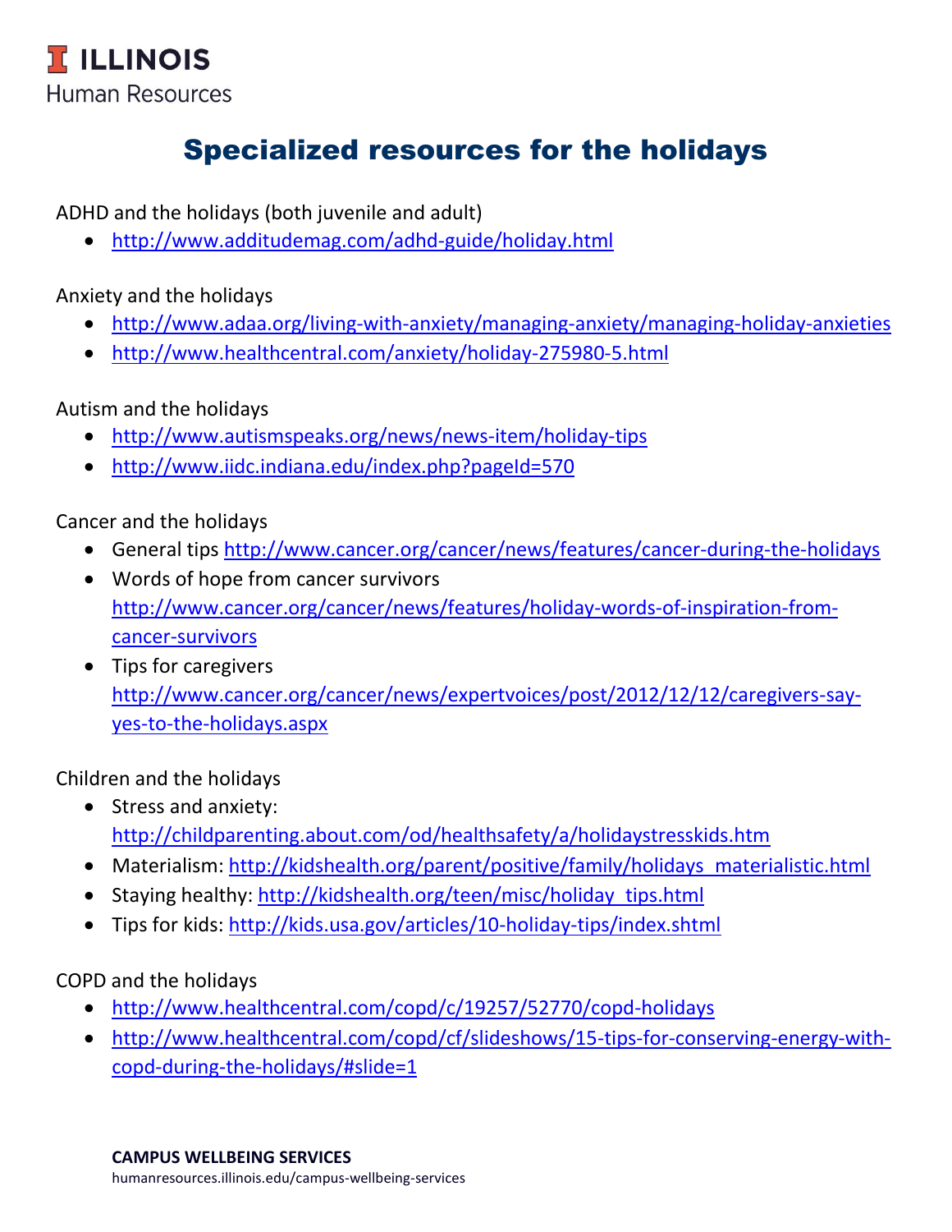ILLINOIS
Human Resources

# Specialized resources for the holidays

ADHD and the holidays (both juvenile and adult)

- http://www.additudemag.com/adhd-guide/holiday.html

Anxiety and the holidays

- http://www.adaa.org/living-with-anxiety/managing-anxiety/managing-holiday-anxieties
- http://www.healthcentral.com/anxiety/holiday-275980-5.html

Autism and the holidays

- http://www.autismspeaks.org/news/news-item/holiday-tips
- http://www.iidc.indiana.edu/index.php?pageId=570

Cancer and the holidays

- General tips http://www.cancer.org/cancer/news/features/cancer-during-the-holidays
- Words of hope from cancer survivors http://www.cancer.org/cancer/news/features/holiday-words-of-inspiration-from-cancer-survivors
- Tips for caregivers http://www.cancer.org/cancer/news/expertvoices/post/2012/12/12/caregivers-say-yes-to-the-holidays.aspx

Children and the holidays

- Stress and anxiety: http://childparenting.about.com/od/healthsafety/a/holidaystresskids.htm
- Materialism: http://kidshealth.org/parent/positive/family/holidays_materialistic.html
- Staying healthy: http://kidshealth.org/teen/misc/holiday_tips.html
- Tips for kids: http://kids.usa.gov/articles/10-holiday-tips/index.shtml

COPD and the holidays

- http://www.healthcentral.com/copd/c/19257/52770/copd-holidays
- http://www.healthcentral.com/copd/cf/slideshows/15-tips-for-conserving-energy-with-copd-during-the-holidays/#slide=1

**CAMPUS WELLBEING SERVICES**
humanresources.illinois.edu/campus-wellbeing-services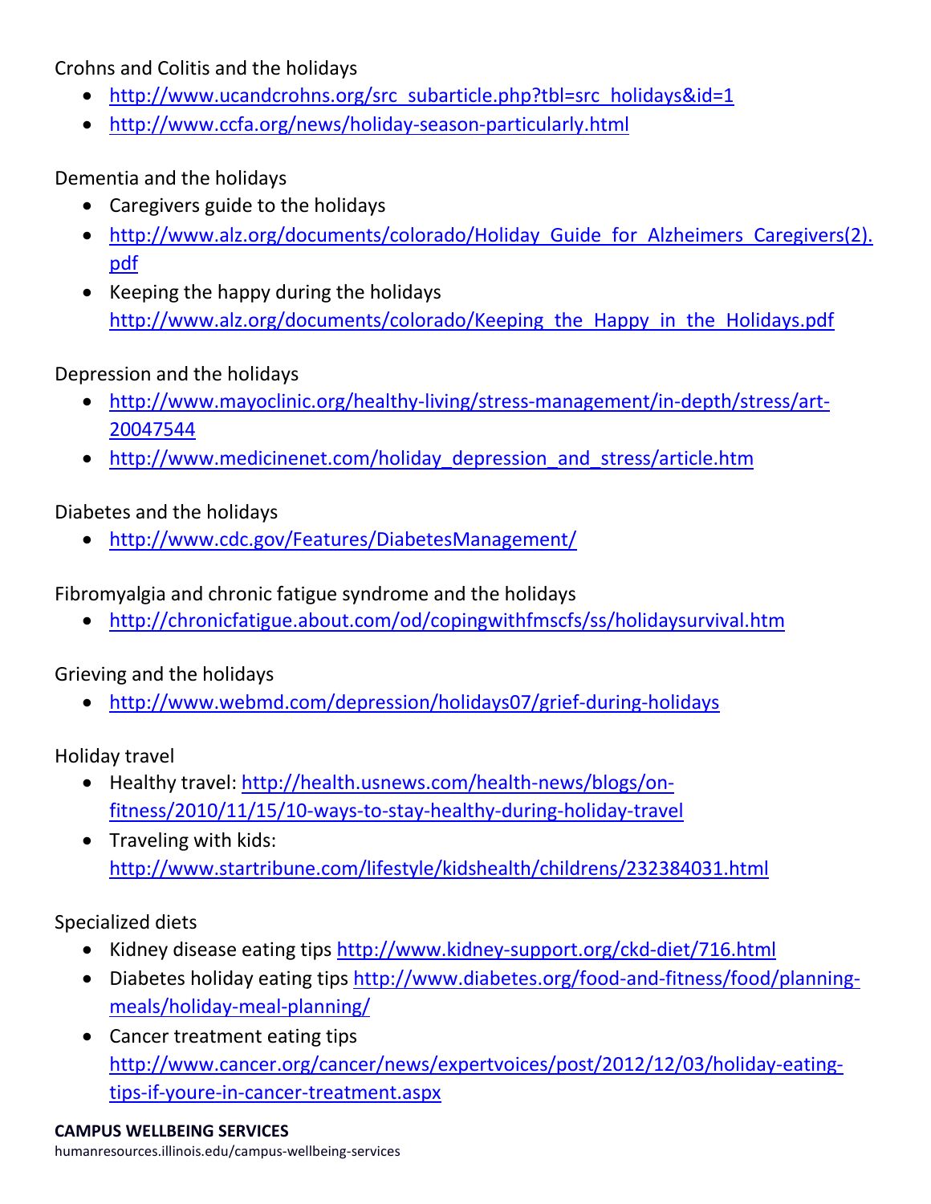Crohns and Colitis and the holidays

- http://www.ucandcrohns.org/src_subarticle.php?tbl=src_holidays&id=1
- http://www.ccfa.org/news/holiday-season-particularly.html

Dementia and the holidays

- Caregivers guide to the holidays
- http://www.alz.org/documents/colorado/Holiday_Guide_for_Alzheimers_Caregivers(2).pdf
- Keeping the happy during the holidays http://www.alz.org/documents/colorado/Keeping_the_Happy_in_the_Holidays.pdf

Depression and the holidays

- http://www.mayoclinic.org/healthy-living/stress-management/in-depth/stress/art-20047544
- http://www.medicinenet.com/holiday_depression_and_stress/article.htm

Diabetes and the holidays

- http://www.cdc.gov/Features/DiabetesManagement/

Fibromyalgia and chronic fatigue syndrome and the holidays

- http://chronicfatigue.about.com/od/copingwithfmscfs/ss/holidaysurvival.htm

Grieving and the holidays

- http://www.webmd.com/depression/holidays07/grief-during-holidays

Holiday travel

- Healthy travel: http://health.usnews.com/health-news/blogs/on-fitness/2010/11/15/10-ways-to-stay-healthy-during-holiday-travel
- Traveling with kids: http://www.startribune.com/lifestyle/kidshealth/childrens/232384031.html

Specialized diets

- Kidney disease eating tips http://www.kidney-support.org/ckd-diet/716.html
- Diabetes holiday eating tips http://www.diabetes.org/food-and-fitness/food/planning-meals/holiday-meal-planning/
- Cancer treatment eating tips http://www.cancer.org/cancer/news/expertvoices/post/2012/12/03/holiday-eating-tips-if-youre-in-cancer-treatment.aspx

**CAMPUS WELLBEING SERVICES**
humanresources.illinois.edu/campus-wellbeing-services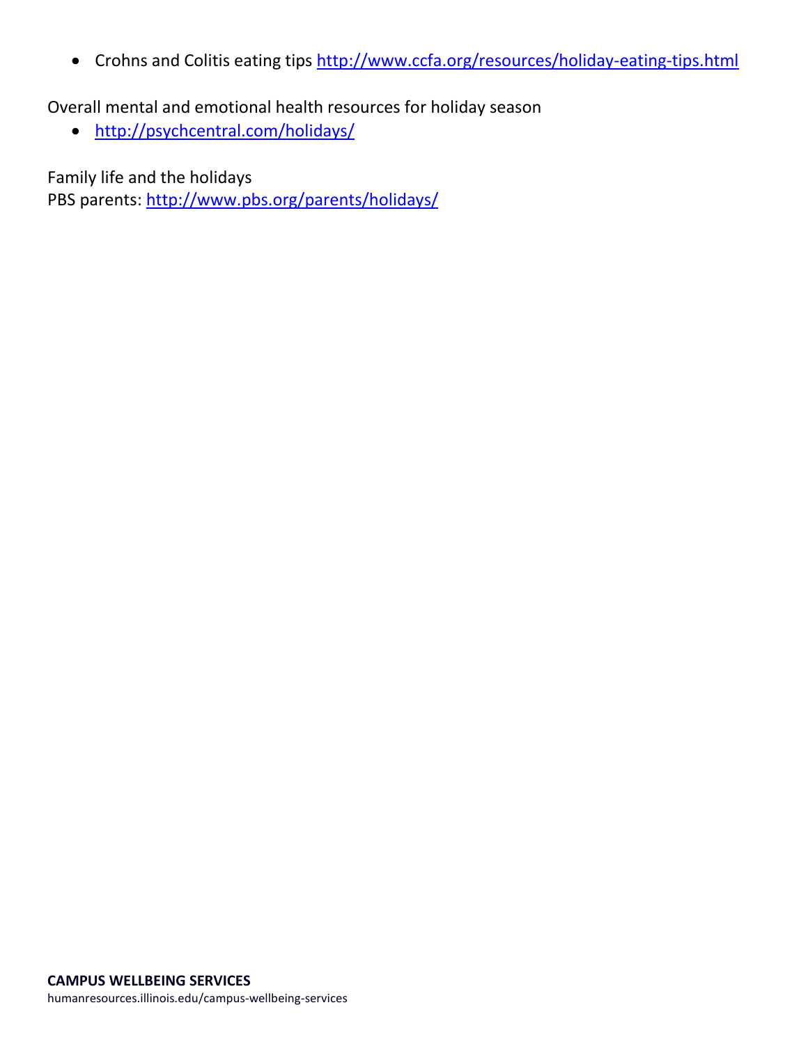- Crohns and Colitis eating tips http://www.ccfa.org/resources/holiday-eating-tips.html

Overall mental and emotional health resources for holiday season

- http://psychcentral.com/holidays/

Family life and the holidays
PBS parents: http://www.pbs.org/parents/holidays/

**CAMPUS WELLBEING SERVICES**
humanresources.illinois.edu/campus-wellbeing-services